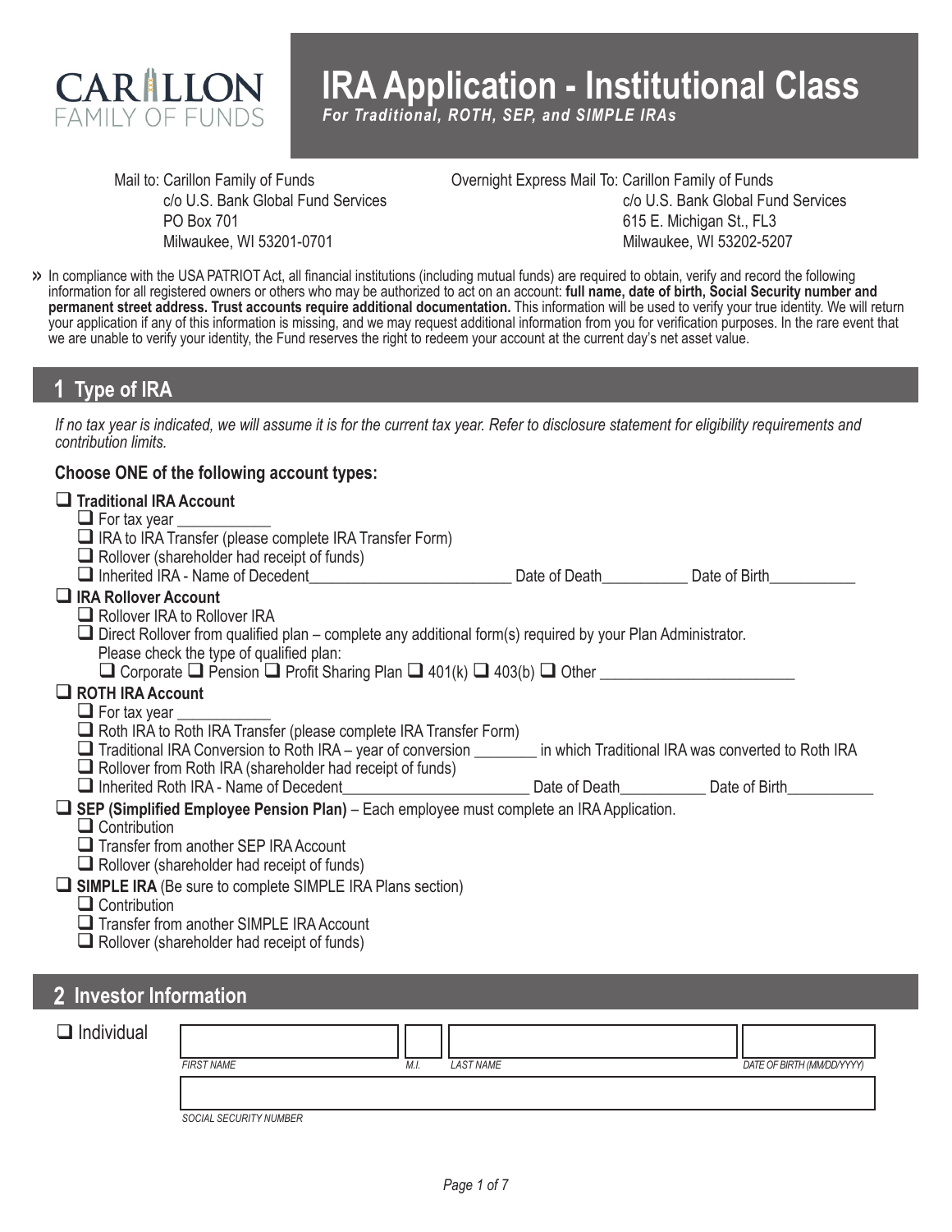# IRA Application - Institutional Class

***For Traditional, ROTH, SEP, and SIMPLE IRAs***

Mail to: Carillon Family of Funds
c/o U.S. Bank Global Fund Services
PO Box 701
Milwaukee, WI 53201-0701

Overnight Express Mail To: Carillon Family of Funds
c/o U.S. Bank Global Fund Services
615 E. Michigan St., FL3
Milwaukee, WI 53202-5207

» In compliance with the USA PATRIOT Act, all financial institutions (including mutual funds) are required to obtain, verify and record the following information for all registered owners or others who may be authorized to act on an account: **full name, date of birth, Social Security number and permanent street address. Trust accounts require additional documentation.** This information will be used to verify your true identity. We will return your application if any of this information is missing, and we may request additional information from you for verification purposes. In the rare event that we are unable to verify your identity, the Fund reserves the right to redeem your account at the current day's net asset value.

## 1 Type of IRA

*If no tax year is indicated, we will assume it is for the current tax year. Refer to disclosure statement for eligibility requirements and contribution limits.*

### Choose ONE of the following account types:

- ☐ **Traditional IRA Account**
  - ☐ For tax year ____________
  - ☐ IRA to IRA Transfer (please complete IRA Transfer Form)
  - ☐ Rollover (shareholder had receipt of funds)
  - ☐ Inherited IRA - Name of Decedent__________________________ Date of Death___________ Date of Birth___________
- ☐ **IRA Rollover Account**
  - ☐ Rollover IRA to Rollover IRA
  - ☐ Direct Rollover from qualified plan – complete any additional form(s) required by your Plan Administrator.
    Please check the type of qualified plan:
    ☐ Corporate ☐ Pension ☐ Profit Sharing Plan ☐ 401(k) ☐ 403(b) ☐ Other _________________________
- ☐ **ROTH IRA Account**
  - ☐ For tax year ____________
  - ☐ Roth IRA to Roth IRA Transfer (please complete IRA Transfer Form)
  - ☐ Traditional IRA Conversion to Roth IRA – year of conversion ________ in which Traditional IRA was converted to Roth IRA
  - ☐ Rollover from Roth IRA (shareholder had receipt of funds)
  - ☐ Inherited Roth IRA - Name of Decedent________________________ Date of Death___________ Date of Birth___________
- ☐ **SEP (Simplified Employee Pension Plan)** – Each employee must complete an IRA Application.
  - ☐ Contribution
  - ☐ Transfer from another SEP IRA Account
  - ☐ Rollover (shareholder had receipt of funds)
- ☐ **SIMPLE IRA** (Be sure to complete SIMPLE IRA Plans section)
  - ☐ Contribution
  - ☐ Transfer from another SIMPLE IRA Account
  - ☐ Rollover (shareholder had receipt of funds)

## 2 Investor Information

☐ Individual

| FIRST NAME | M.I. | LAST NAME | DATE OF BIRTH (MM/DD/YYYY) |
|---|---|---|---|
| | | | |

| SOCIAL SECURITY NUMBER |
|---|
| |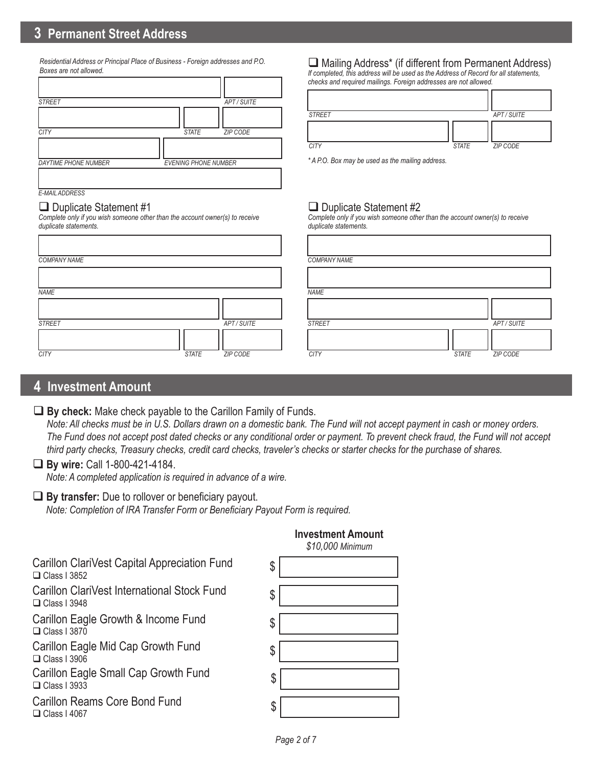## 3 Permanent Street Address

*Residential Address or Principal Place of Business - Foreign addresses and P.O. Boxes are not allowed.*

*STREET* | *APT / SUITE*

*CITY* | *STATE* | *ZIP CODE*

*DAYTIME PHONE NUMBER* | *EVENING PHONE NUMBER*

*E-MAIL ADDRESS*

❑ Mailing Address* (if different from Permanent Address)
*If completed, this address will be used as the Address of Record for all statements, checks and required mailings. Foreign addresses are not allowed.*

*STREET* | *APT / SUITE*

*CITY* | *STATE* | *ZIP CODE*

** A P.O. Box may be used as the mailing address.*

❑ Duplicate Statement #1
*Complete only if you wish someone other than the account owner(s) to receive duplicate statements.*

*COMPANY NAME*

*NAME*

*STREET* | *APT / SUITE*

*CITY* | *STATE* | *ZIP CODE*

❑ Duplicate Statement #2
*Complete only if you wish someone other than the account owner(s) to receive duplicate statements.*

*COMPANY NAME*

*NAME*

*STREET* | *APT / SUITE*

*CITY* | *STATE* | *ZIP CODE*

## 4 Investment Amount

❑ **By check:** Make check payable to the Carillon Family of Funds.
*Note: All checks must be in U.S. Dollars drawn on a domestic bank. The Fund will not accept payment in cash or money orders. The Fund does not accept post dated checks or any conditional order or payment. To prevent check fraud, the Fund will not accept third party checks, Treasury checks, credit card checks, traveler's checks or starter checks for the purchase of shares.*

❑ **By wire:** Call 1-800-421-4184.
*Note: A completed application is required in advance of a wire.*

❑ **By transfer:** Due to rollover or beneficiary payout.
*Note: Completion of IRA Transfer Form or Beneficiary Payout Form is required.*

| Fund | **Investment Amount** *$10,000 Minimum* |
|---|---|
| Carillon ClariVest Capital Appreciation Fund ❑ Class I 3852 | $ |
| Carillon ClariVest International Stock Fund ❑ Class I 3948 | $ |
| Carillon Eagle Growth & Income Fund ❑ Class I 3870 | $ |
| Carillon Eagle Mid Cap Growth Fund ❑ Class I 3906 | $ |
| Carillon Eagle Small Cap Growth Fund ❑ Class I 3933 | $ |
| Carillon Reams Core Bond Fund ❑ Class I 4067 | $ |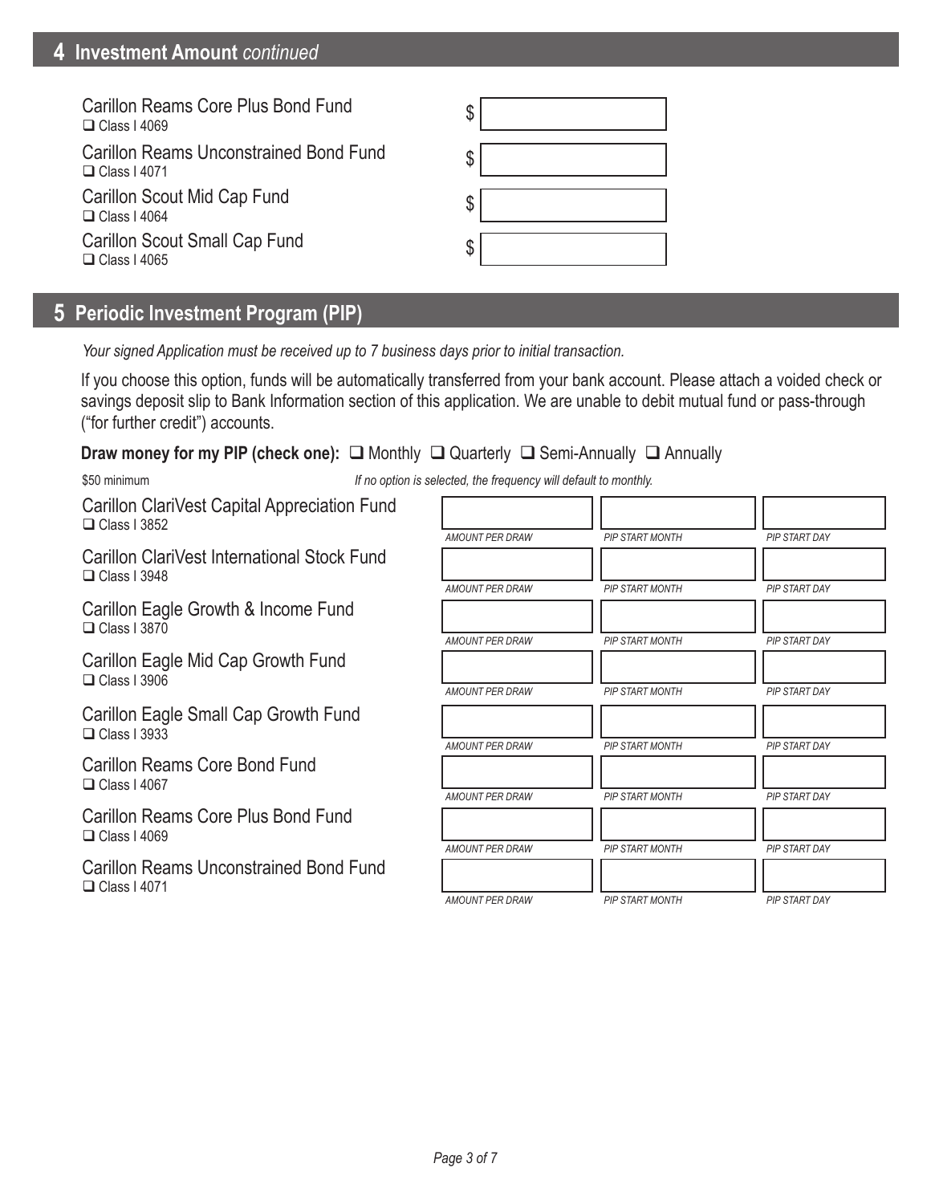## 4 Investment Amount *continued*

| Fund | Amount |
| --- | --- |
| Carillon Reams Core Plus Bond Fund<br>❑ Class I 4069 | $ |
| Carillon Reams Unconstrained Bond Fund<br>❑ Class I 4071 | $ |
| Carillon Scout Mid Cap Fund<br>❑ Class I 4064 | $ |
| Carillon Scout Small Cap Fund<br>❑ Class I 4065 | $ |

## 5 Periodic Investment Program (PIP)

*Your signed Application must be received up to 7 business days prior to initial transaction.*

If you choose this option, funds will be automatically transferred from your bank account. Please attach a voided check or savings deposit slip to Bank Information section of this application. We are unable to debit mutual fund or pass-through ("for further credit") accounts.

**Draw money for my PIP (check one):** ❑ Monthly ❑ Quarterly ❑ Semi-Annually ❑ Annually

$50 minimum *If no option is selected, the frequency will default to monthly.*

| Fund | *AMOUNT PER DRAW* | *PIP START MONTH* | *PIP START DAY* |
| --- | --- | --- | --- |
| Carillon ClariVest Capital Appreciation Fund<br>❑ Class I 3852 | | | |
| Carillon ClariVest International Stock Fund<br>❑ Class I 3948 | | | |
| Carillon Eagle Growth & Income Fund<br>❑ Class I 3870 | | | |
| Carillon Eagle Mid Cap Growth Fund<br>❑ Class I 3906 | | | |
| Carillon Eagle Small Cap Growth Fund<br>❑ Class I 3933 | | | |
| Carillon Reams Core Bond Fund<br>❑ Class I 4067 | | | |
| Carillon Reams Core Plus Bond Fund<br>❑ Class I 4069 | | | |
| Carillon Reams Unconstrained Bond Fund<br>❑ Class I 4071 | | | |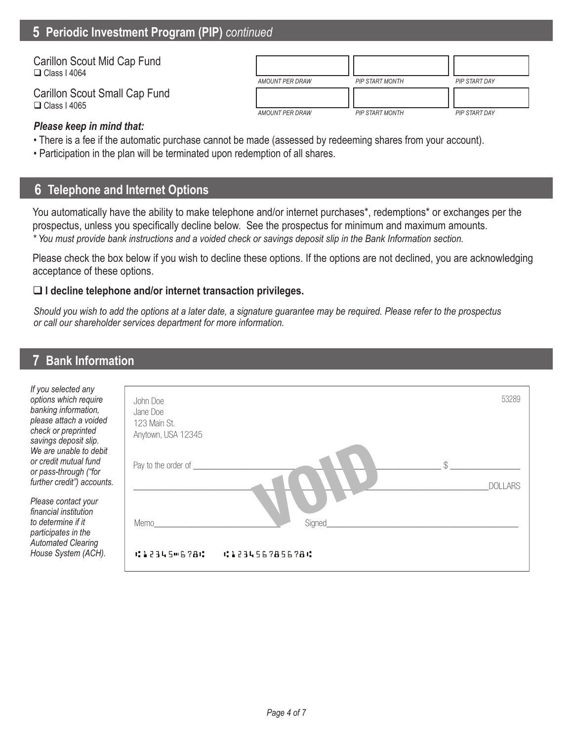## 5 Periodic Investment Program (PIP) *continued*

| Fund | AMOUNT PER DRAW | PIP START MONTH | PIP START DAY |
|---|---|---|---|
| Carillon Scout Mid Cap Fund<br>❑ Class I 4064 | | | |
| Carillon Scout Small Cap Fund<br>❑ Class I 4065 | | | |

***Please keep in mind that:***

- There is a fee if the automatic purchase cannot be made (assessed by redeeming shares from your account).
- Participation in the plan will be terminated upon redemption of all shares.

## 6 Telephone and Internet Options

You automatically have the ability to make telephone and/or internet purchases*, redemptions* or exchanges per the prospectus, unless you specifically decline below. See the prospectus for minimum and maximum amounts.

*\* You must provide bank instructions and a voided check or savings deposit slip in the Bank Information section.*

Please check the box below if you wish to decline these options. If the options are not declined, you are acknowledging acceptance of these options.

**❑ I decline telephone and/or internet transaction privileges.**

*Should you wish to add the options at a later date, a signature guarantee may be required. Please refer to the prospectus or call our shareholder services department for more information.*

## 7 Bank Information

*If you selected any options which require banking information, please attach a voided check or preprinted savings deposit slip. We are unable to debit or credit mutual fund or pass-through ("for further credit") accounts.*

*Please contact your financial institution to determine if it participates in the Automated Clearing House System (ACH).*

John Doe
Jane Doe
123 Main St.
Anytown, USA 12345

53289

Pay to the order of ______________________ $ ________

______________________ DOLLARS

VOID

Memo______________ Signed______________

⑆12345⑈678⑆ ⑆123456785678⑆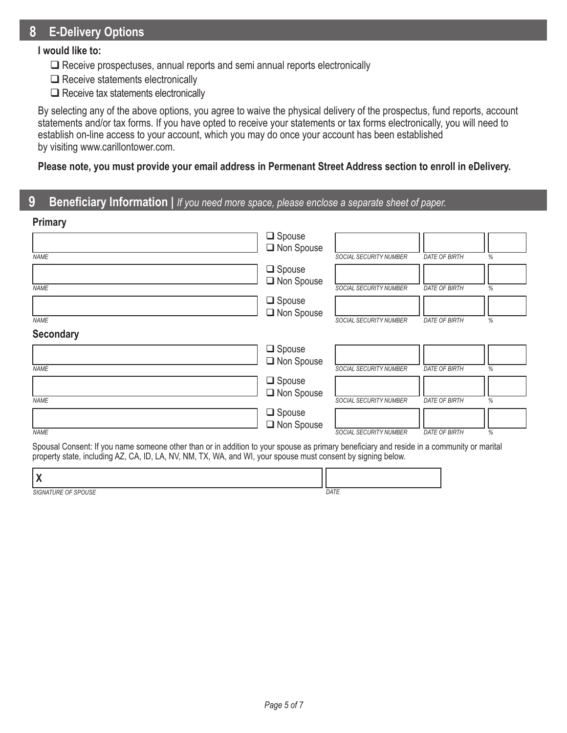## 8 E-Delivery Options

**I would like to:**

- ☐ Receive prospectuses, annual reports and semi annual reports electronically
- ☐ Receive statements electronically
- ☐ Receive tax statements electronically

By selecting any of the above options, you agree to waive the physical delivery of the prospectus, fund reports, account statements and/or tax forms. If you have opted to receive your statements or tax forms electronically, you will need to establish on-line access to your account, which you may do once your account has been established by visiting www.carillontower.com.

**Please note, you must provide your email address in Permenant Street Address section to enroll in eDelivery.**

## 9 Beneficiary Information | *If you need more space, please enclose a separate sheet of paper.*

**Primary**

| *NAME* | | *SOCIAL SECURITY NUMBER* | *DATE OF BIRTH* | *%* |
|---|---|---|---|---|
| | ☐ Spouse ☐ Non Spouse | | | |
| | ☐ Spouse ☐ Non Spouse | | | |
| | ☐ Spouse ☐ Non Spouse | | | |

**Secondary**

| *NAME* | | *SOCIAL SECURITY NUMBER* | *DATE OF BIRTH* | *%* |
|---|---|---|---|---|
| | ☐ Spouse ☐ Non Spouse | | | |
| | ☐ Spouse ☐ Non Spouse | | | |
| | ☐ Spouse ☐ Non Spouse | | | |

Spousal Consent: If you name someone other than or in addition to your spouse as primary beneficiary and reside in a community or marital property state, including AZ, CA, ID, LA, NV, NM, TX, WA, and WI, your spouse must consent by signing below.

| **X** | |
|---|---|
| *SIGNATURE OF SPOUSE* | *DATE* |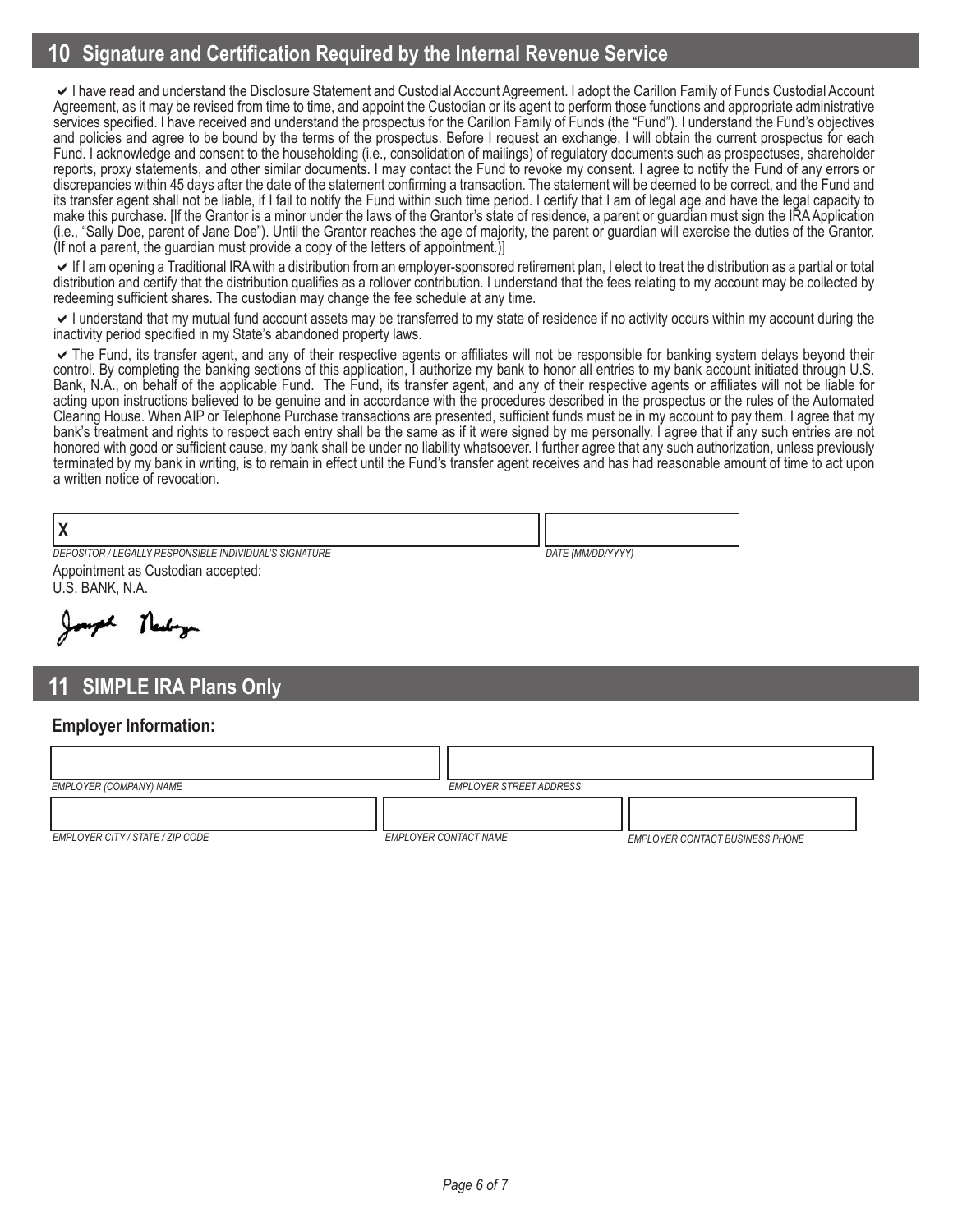## 10 Signature and Certification Required by the Internal Revenue Service

✔ I have read and understand the Disclosure Statement and Custodial Account Agreement. I adopt the Carillon Family of Funds Custodial Account Agreement, as it may be revised from time to time, and appoint the Custodian or its agent to perform those functions and appropriate administrative services specified. I have received and understand the prospectus for the Carillon Family of Funds (the "Fund"). I understand the Fund's objectives and policies and agree to be bound by the terms of the prospectus. Before I request an exchange, I will obtain the current prospectus for each Fund. I acknowledge and consent to the householding (i.e., consolidation of mailings) of regulatory documents such as prospectuses, shareholder reports, proxy statements, and other similar documents. I may contact the Fund to revoke my consent. I agree to notify the Fund of any errors or discrepancies within 45 days after the date of the statement confirming a transaction. The statement will be deemed to be correct, and the Fund and its transfer agent shall not be liable, if I fail to notify the Fund within such time period. I certify that I am of legal age and have the legal capacity to make this purchase. [If the Grantor is a minor under the laws of the Grantor's state of residence, a parent or guardian must sign the IRA Application (i.e., "Sally Doe, parent of Jane Doe"). Until the Grantor reaches the age of majority, the parent or guardian will exercise the duties of the Grantor. (If not a parent, the guardian must provide a copy of the letters of appointment.)]

✔ If I am opening a Traditional IRA with a distribution from an employer-sponsored retirement plan, I elect to treat the distribution as a partial or total distribution and certify that the distribution qualifies as a rollover contribution. I understand that the fees relating to my account may be collected by redeeming sufficient shares. The custodian may change the fee schedule at any time.

✔ I understand that my mutual fund account assets may be transferred to my state of residence if no activity occurs within my account during the inactivity period specified in my State's abandoned property laws.

✔ The Fund, its transfer agent, and any of their respective agents or affiliates will not be responsible for banking system delays beyond their control. By completing the banking sections of this application, I authorize my bank to honor all entries to my bank account initiated through U.S. Bank, N.A., on behalf of the applicable Fund. The Fund, its transfer agent, and any of their respective agents or affiliates will not be liable for acting upon instructions believed to be genuine and in accordance with the procedures described in the prospectus or the rules of the Automated Clearing House. When AIP or Telephone Purchase transactions are presented, sufficient funds must be in my account to pay them. I agree that my bank's treatment and rights to respect each entry shall be the same as if it were signed by me personally. I agree that if any such entries are not honored with good or sufficient cause, my bank shall be under no liability whatsoever. I further agree that any such authorization, unless previously terminated by my bank in writing, is to remain in effect until the Fund's transfer agent receives and has had reasonable amount of time to act upon a written notice of revocation.

X ______________________________ &nbsp;&nbsp; ______________

*DEPOSITOR / LEGALLY RESPONSIBLE INDIVIDUAL'S SIGNATURE* &nbsp;&nbsp; *DATE (MM/DD/YYYY)*

Appointment as Custodian accepted:
U.S. BANK, N.A.

Joseph Neuberger

## 11 SIMPLE IRA Plans Only

### Employer Information:

| | |
|---|---|
| *EMPLOYER (COMPANY) NAME* | *EMPLOYER STREET ADDRESS* |

| | | |
|---|---|---|
| *EMPLOYER CITY / STATE / ZIP CODE* | *EMPLOYER CONTACT NAME* | *EMPLOYER CONTACT BUSINESS PHONE* |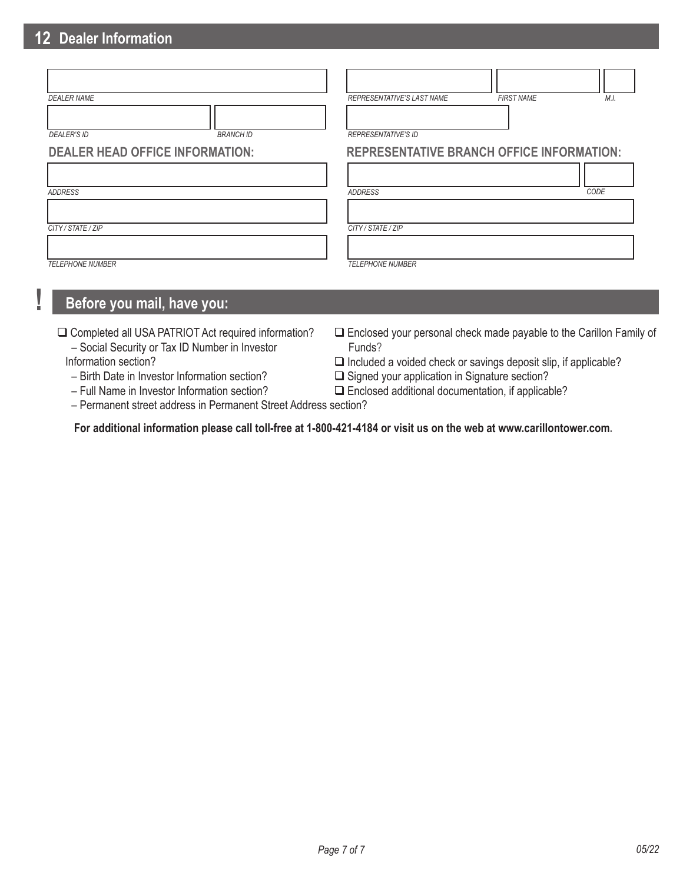## 12 Dealer Information

DEALER NAME

DEALER'S ID

BRANCH ID

REPRESENTATIVE'S LAST NAME

FIRST NAME

M.I.

REPRESENTATIVE'S ID

### DEALER HEAD OFFICE INFORMATION:

ADDRESS

CITY / STATE / ZIP

TELEPHONE NUMBER

### REPRESENTATIVE BRANCH OFFICE INFORMATION:

ADDRESS

CODE

CITY / STATE / ZIP

TELEPHONE NUMBER

## ! Before you mail, have you:

- ☐ Completed all USA PATRIOT Act required information?
  - Social Security or Tax ID Number in Investor Information section?
  - Birth Date in Investor Information section?
  - Full Name in Investor Information section?
  - Permanent street address in Permanent Street Address section?
- ☐ Enclosed your personal check made payable to the Carillon Family of Funds?
- ☐ Included a voided check or savings deposit slip, if applicable?
- ☐ Signed your application in Signature section?
- ☐ Enclosed additional documentation, if applicable?

**For additional information please call toll-free at 1-800-421-4184 or visit us on the web at www.carillontower.com.**

05/22